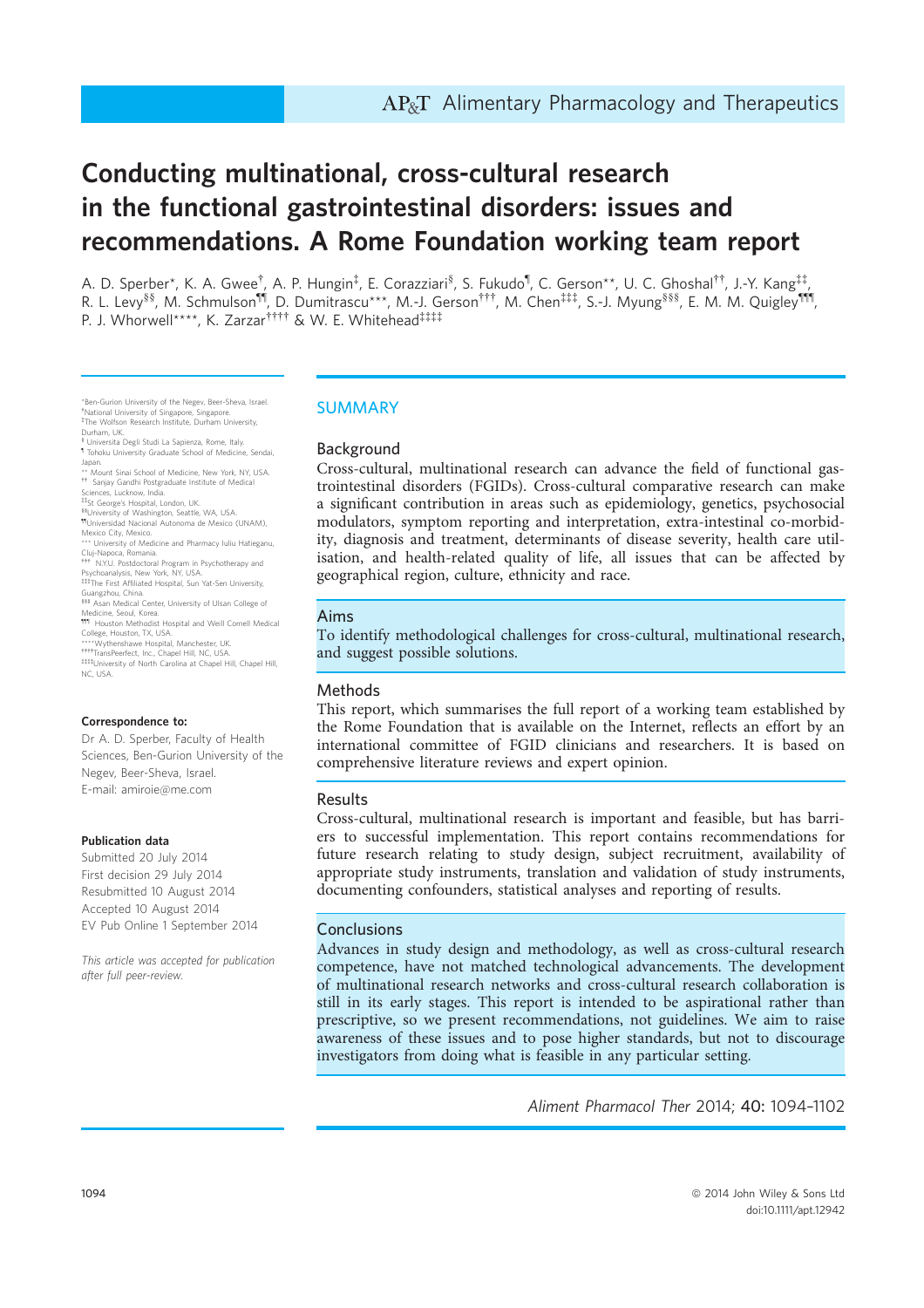# Conducting multinational, cross-cultural research in the functional gastrointestinal disorders: issues and recommendations. A Rome Foundation working team report

A. D. Sperber[*], K. A. Gwee[†], A. P. Hungin[‡], E. Corazziari[§], S. Fukudo[¶], C. Gerson[**], U. C. Ghoshal[††], J.-Y. Kang[‡‡], R. L. Levy[§§], M. Schmulson[¶¶], D. Dumitrascu[***], M.-J. Gerson[†††], M. Chen[‡‡‡], S.-J. Myung[§§§], E. M. M. Quigley[¶¶¶], P. J. Whorwell[****], K. Zarzar[††††] & W. E. Whitehead[‡‡‡‡]

[*]Ben-Gurion University of the Negev, Beer-Sheva, Israel.
[†]National University of Singapore, Singapore.
[‡]The Wolfson Research Institute, Durham University, Durham, UK.
[§] Universita Degli Studi La Sapienza, Rome, Italy.
[¶] Tohoku University Graduate School of Medicine, Sendai, Japan.
[**] Mount Sinai School of Medicine, New York, NY, USA.
[††] Sanjay Gandhi Postgraduate Institute of Medical Sciences, Lucknow, India.
[‡‡]St George's Hospital, London, UK.
[§§]University of Washington, Seattle, WA, USA.
[¶¶]Universidad Nacional Autonoma de Mexico (UNAM), Mexico City, Mexico.
[***] University of Medicine and Pharmacy Iuliu Hatieganu, Cluj-Napoca, Romania.
[†††] N.Y.U. Postdoctoral Program in Psychotherapy and Psychoanalysis, New York, NY, USA.
[‡‡‡]The First Affiliated Hospital, Sun Yat-Sen University, Guangzhou, China.
[§§§] Asan Medical Center, University of Ulsan College of Medicine, Seoul, Korea.
[¶¶¶] Houston Methodist Hospital and Weill Cornell Medical College, Houston, TX, USA.
[****]Wythenshawe Hospital, Manchester, UK.
[††††]TransPeerfect, Inc., Chapel Hill, NC, USA.
[‡‡‡‡]University of North Carolina at Chapel Hill, Chapel Hill, NC, USA.

**Correspondence to:**
Dr A. D. Sperber, Faculty of Health Sciences, Ben-Gurion University of the Negev, Beer-Sheva, Israel.
E-mail: amiroie@me.com

**Publication data**
Submitted 20 July 2014
First decision 29 July 2014
Resubmitted 10 August 2014
Accepted 10 August 2014
EV Pub Online 1 September 2014

*This article was accepted for publication after full peer-review.*

## SUMMARY

### Background

Cross-cultural, multinational research can advance the field of functional gastrointestinal disorders (FGIDs). Cross-cultural comparative research can make a significant contribution in areas such as epidemiology, genetics, psychosocial modulators, symptom reporting and interpretation, extra-intestinal co-morbidity, diagnosis and treatment, determinants of disease severity, health care utilisation, and health-related quality of life, all issues that can be affected by geographical region, culture, ethnicity and race.

### Aims

To identify methodological challenges for cross-cultural, multinational research, and suggest possible solutions.

### Methods

This report, which summarises the full report of a working team established by the Rome Foundation that is available on the Internet, reflects an effort by an international committee of FGID clinicians and researchers. It is based on comprehensive literature reviews and expert opinion.

### Results

Cross-cultural, multinational research is important and feasible, but has barriers to successful implementation. This report contains recommendations for future research relating to study design, subject recruitment, availability of appropriate study instruments, translation and validation of study instruments, documenting confounders, statistical analyses and reporting of results.

### Conclusions

Advances in study design and methodology, as well as cross-cultural research competence, have not matched technological advancements. The development of multinational research networks and cross-cultural research collaboration is still in its early stages. This report is intended to be aspirational rather than prescriptive, so we present recommendations, not guidelines. We aim to raise awareness of these issues and to pose higher standards, but not to discourage investigators from doing what is feasible in any particular setting.

*Aliment Pharmacol Ther* 2014; **40**: 1094–1102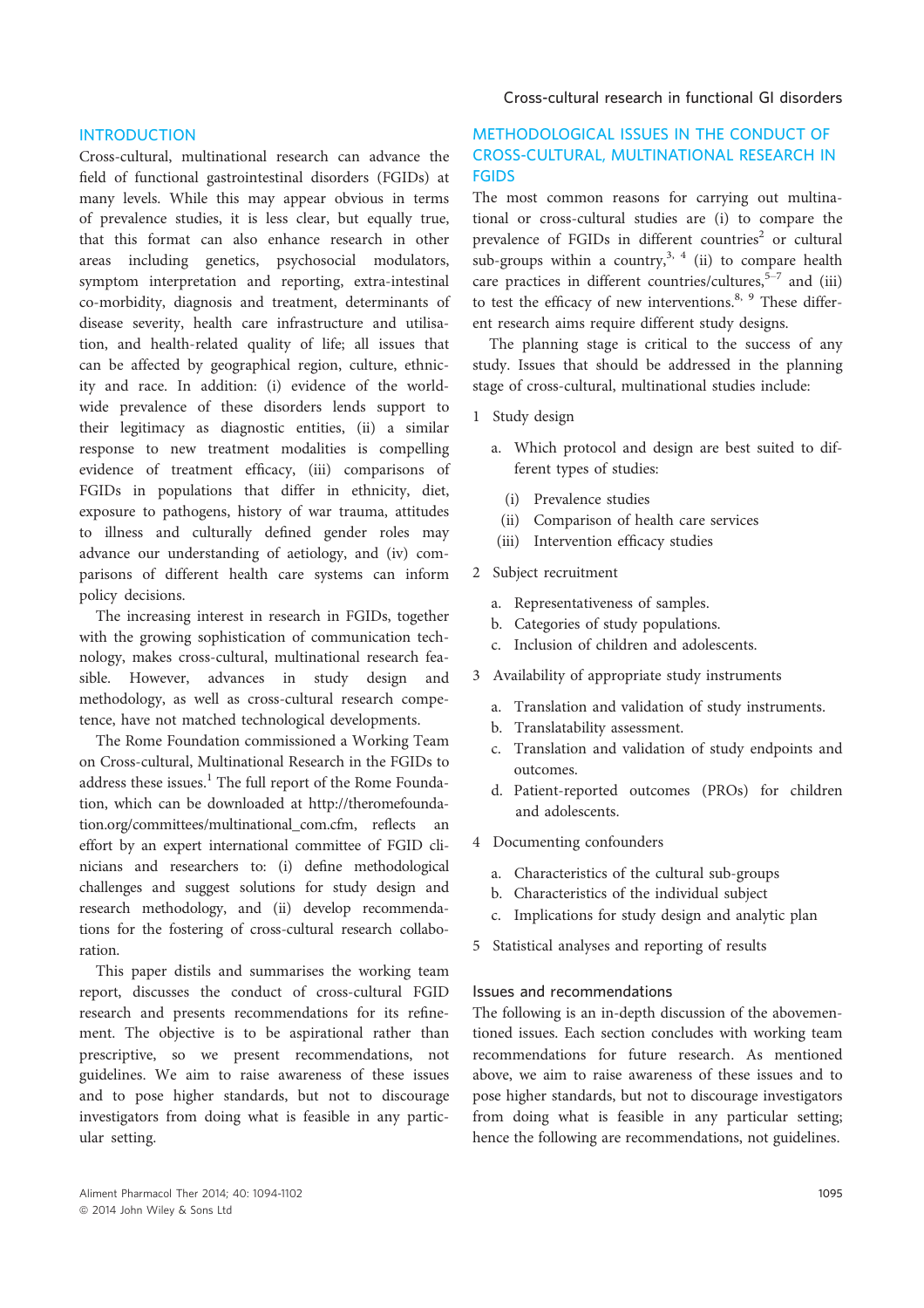## INTRODUCTION

Cross-cultural, multinational research can advance the field of functional gastrointestinal disorders (FGIDs) at many levels. While this may appear obvious in terms of prevalence studies, it is less clear, but equally true, that this format can also enhance research in other areas including genetics, psychosocial modulators, symptom interpretation and reporting, extra-intestinal co-morbidity, diagnosis and treatment, determinants of disease severity, health care infrastructure and utilisation, and health-related quality of life; all issues that can be affected by geographical region, culture, ethnicity and race. In addition: (i) evidence of the worldwide prevalence of these disorders lends support to their legitimacy as diagnostic entities, (ii) a similar response to new treatment modalities is compelling evidence of treatment efficacy, (iii) comparisons of FGIDs in populations that differ in ethnicity, diet, exposure to pathogens, history of war trauma, attitudes to illness and culturally defined gender roles may advance our understanding of aetiology, and (iv) comparisons of different health care systems can inform policy decisions.

The increasing interest in research in FGIDs, together with the growing sophistication of communication technology, makes cross-cultural, multinational research feasible. However, advances in study design and methodology, as well as cross-cultural research competence, have not matched technological developments.

The Rome Foundation commissioned a Working Team on Cross-cultural, Multinational Research in the FGIDs to address these issues.[1] The full report of the Rome Foundation, which can be downloaded at http://theromefoundation.org/committees/multinational_com.cfm, reflects an effort by an expert international committee of FGID clinicians and researchers to: (i) define methodological challenges and suggest solutions for study design and research methodology, and (ii) develop recommendations for the fostering of cross-cultural research collaboration.

This paper distils and summarises the working team report, discusses the conduct of cross-cultural FGID research and presents recommendations for its refinement. The objective is to be aspirational rather than prescriptive, so we present recommendations, not guidelines. We aim to raise awareness of these issues and to pose higher standards, but not to discourage investigators from doing what is feasible in any particular setting.

## METHODOLOGICAL ISSUES IN THE CONDUCT OF CROSS-CULTURAL, MULTINATIONAL RESEARCH IN FGIDS

The most common reasons for carrying out multinational or cross-cultural studies are (i) to compare the prevalence of FGIDs in different countries[2] or cultural sub-groups within a country,[3, 4] (ii) to compare health care practices in different countries/cultures,[5–7] and (iii) to test the efficacy of new interventions.[8, 9] These different research aims require different study designs.

The planning stage is critical to the success of any study. Issues that should be addressed in the planning stage of cross-cultural, multinational studies include:

1. Study design
   a. Which protocol and design are best suited to different types of studies:
      (i) Prevalence studies
      (ii) Comparison of health care services
      (iii) Intervention efficacy studies
2. Subject recruitment
   a. Representativeness of samples.
   b. Categories of study populations.
   c. Inclusion of children and adolescents.
3. Availability of appropriate study instruments
   a. Translation and validation of study instruments.
   b. Translatability assessment.
   c. Translation and validation of study endpoints and outcomes.
   d. Patient-reported outcomes (PROs) for children and adolescents.
4. Documenting confounders
   a. Characteristics of the cultural sub-groups
   b. Characteristics of the individual subject
   c. Implications for study design and analytic plan
5. Statistical analyses and reporting of results

### Issues and recommendations

The following is an in-depth discussion of the abovementioned issues. Each section concludes with working team recommendations for future research. As mentioned above, we aim to raise awareness of these issues and to pose higher standards, but not to discourage investigators from doing what is feasible in any particular setting; hence the following are recommendations, not guidelines.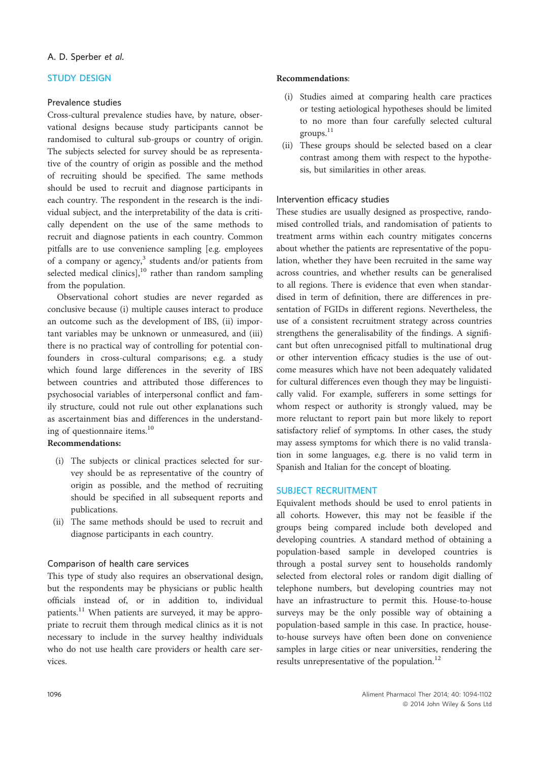## STUDY DESIGN

### Prevalence studies

Cross-cultural prevalence studies have, by nature, observational designs because study participants cannot be randomised to cultural sub-groups or country of origin. The subjects selected for survey should be as representative of the country of origin as possible and the method of recruiting should be specified. The same methods should be used to recruit and diagnose participants in each country. The respondent in the research is the individual subject, and the interpretability of the data is critically dependent on the use of the same methods to recruit and diagnose patients in each country. Common pitfalls are to use convenience sampling [e.g. employees of a company or agency,[3] students and/or patients from selected medical clinics],[10] rather than random sampling from the population.

Observational cohort studies are never regarded as conclusive because (i) multiple causes interact to produce an outcome such as the development of IBS, (ii) important variables may be unknown or unmeasured, and (iii) there is no practical way of controlling for potential confounders in cross-cultural comparisons; e.g. a study which found large differences in the severity of IBS between countries and attributed those differences to psychosocial variables of interpersonal conflict and family structure, could not rule out other explanations such as ascertainment bias and differences in the understanding of questionnaire items.[10]

**Recommendations:**

(i) The subjects or clinical practices selected for survey should be as representative of the country of origin as possible, and the method of recruiting should be specified in all subsequent reports and publications.

(ii) The same methods should be used to recruit and diagnose participants in each country.

### Comparison of health care services

This type of study also requires an observational design, but the respondents may be physicians or public health officials instead of, or in addition to, individual patients.[11] When patients are surveyed, it may be appropriate to recruit them through medical clinics as it is not necessary to include in the survey healthy individuals who do not use health care providers or health care services.

**Recommendations**:

(i) Studies aimed at comparing health care practices or testing aetiological hypotheses should be limited to no more than four carefully selected cultural groups.[11]

(ii) These groups should be selected based on a clear contrast among them with respect to the hypothesis, but similarities in other areas.

### Intervention efficacy studies

These studies are usually designed as prospective, randomised controlled trials, and randomisation of patients to treatment arms within each country mitigates concerns about whether the patients are representative of the population, whether they have been recruited in the same way across countries, and whether results can be generalised to all regions. There is evidence that even when standardised in term of definition, there are differences in presentation of FGIDs in different regions. Nevertheless, the use of a consistent recruitment strategy across countries strengthens the generalisability of the findings. A significant but often unrecognised pitfall to multinational drug or other intervention efficacy studies is the use of outcome measures which have not been adequately validated for cultural differences even though they may be linguistically valid. For example, sufferers in some settings for whom respect or authority is strongly valued, may be more reluctant to report pain but more likely to report satisfactory relief of symptoms. In other cases, the study may assess symptoms for which there is no valid translation in some languages, e.g. there is no valid term in Spanish and Italian for the concept of bloating.

## SUBJECT RECRUITMENT

Equivalent methods should be used to enrol patients in all cohorts. However, this may not be feasible if the groups being compared include both developed and developing countries. A standard method of obtaining a population-based sample in developed countries is through a postal survey sent to households randomly selected from electoral roles or random digit dialling of telephone numbers, but developing countries may not have an infrastructure to permit this. House-to-house surveys may be the only possible way of obtaining a population-based sample in this case. In practice, house-to-house surveys have often been done on convenience samples in large cities or near universities, rendering the results unrepresentative of the population.[12]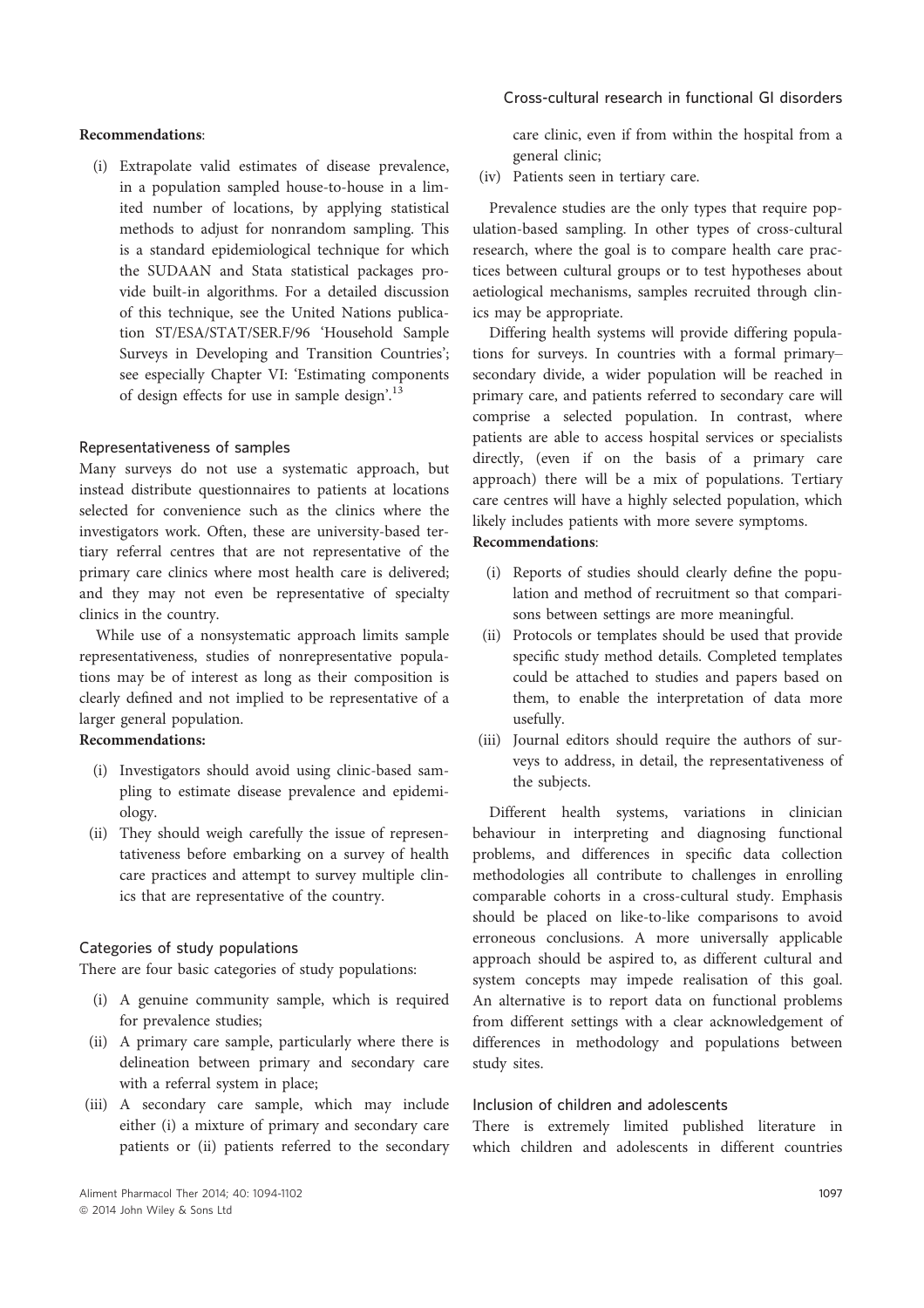**Recommendations**:

(i) Extrapolate valid estimates of disease prevalence, in a population sampled house-to-house in a limited number of locations, by applying statistical methods to adjust for nonrandom sampling. This is a standard epidemiological technique for which the SUDAAN and Stata statistical packages provide built-in algorithms. For a detailed discussion of this technique, see the United Nations publication ST/ESA/STAT/SER.F/96 'Household Sample Surveys in Developing and Transition Countries'; see especially Chapter VI: 'Estimating components of design effects for use in sample design'.[13]

### Representativeness of samples

Many surveys do not use a systematic approach, but instead distribute questionnaires to patients at locations selected for convenience such as the clinics where the investigators work. Often, these are university-based tertiary referral centres that are not representative of the primary care clinics where most health care is delivered; and they may not even be representative of specialty clinics in the country.

While use of a nonsystematic approach limits sample representativeness, studies of nonrepresentative populations may be of interest as long as their composition is clearly defined and not implied to be representative of a larger general population.

**Recommendations:**

(i) Investigators should avoid using clinic-based sampling to estimate disease prevalence and epidemiology.
(ii) They should weigh carefully the issue of representativeness before embarking on a survey of health care practices and attempt to survey multiple clinics that are representative of the country.

### Categories of study populations

There are four basic categories of study populations:

(i) A genuine community sample, which is required for prevalence studies;
(ii) A primary care sample, particularly where there is delineation between primary and secondary care with a referral system in place;
(iii) A secondary care sample, which may include either (i) a mixture of primary and secondary care patients or (ii) patients referred to the secondary care clinic, even if from within the hospital from a general clinic;
(iv) Patients seen in tertiary care.

Prevalence studies are the only types that require population-based sampling. In other types of cross-cultural research, where the goal is to compare health care practices between cultural groups or to test hypotheses about aetiological mechanisms, samples recruited through clinics may be appropriate.

Differing health systems will provide differing populations for surveys. In countries with a formal primary–secondary divide, a wider population will be reached in primary care, and patients referred to secondary care will comprise a selected population. In contrast, where patients are able to access hospital services or specialists directly, (even if on the basis of a primary care approach) there will be a mix of populations. Tertiary care centres will have a highly selected population, which likely includes patients with more severe symptoms.

**Recommendations**:

(i) Reports of studies should clearly define the population and method of recruitment so that comparisons between settings are more meaningful.
(ii) Protocols or templates should be used that provide specific study method details. Completed templates could be attached to studies and papers based on them, to enable the interpretation of data more usefully.
(iii) Journal editors should require the authors of surveys to address, in detail, the representativeness of the subjects.

Different health systems, variations in clinician behaviour in interpreting and diagnosing functional problems, and differences in specific data collection methodologies all contribute to challenges in enrolling comparable cohorts in a cross-cultural study. Emphasis should be placed on like-to-like comparisons to avoid erroneous conclusions. A more universally applicable approach should be aspired to, as different cultural and system concepts may impede realisation of this goal. An alternative is to report data on functional problems from different settings with a clear acknowledgement of differences in methodology and populations between study sites.

### Inclusion of children and adolescents

There is extremely limited published literature in which children and adolescents in different countries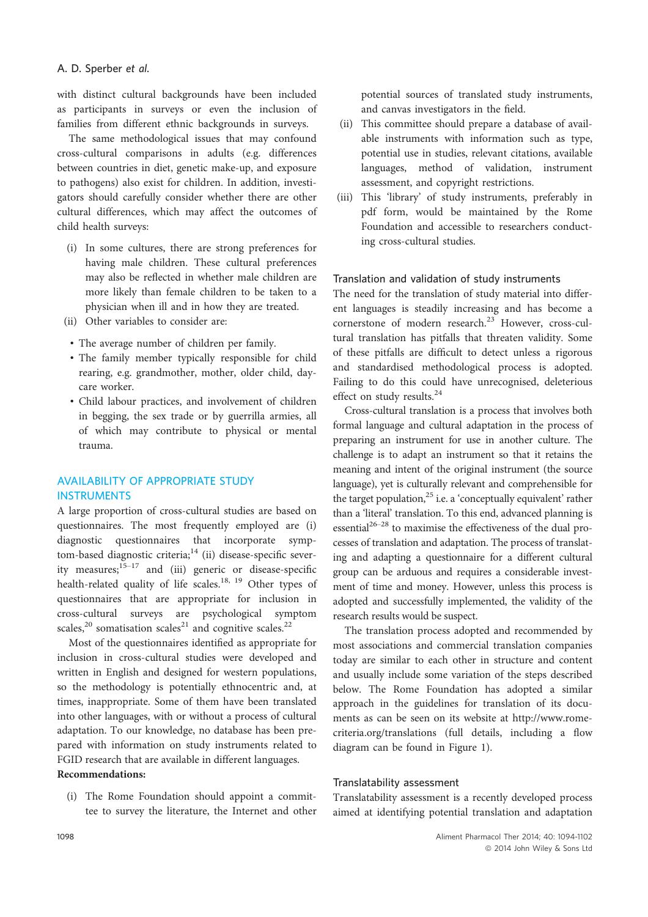with distinct cultural backgrounds have been included as participants in surveys or even the inclusion of families from different ethnic backgrounds in surveys.

The same methodological issues that may confound cross-cultural comparisons in adults (e.g. differences between countries in diet, genetic make-up, and exposure to pathogens) also exist for children. In addition, investigators should carefully consider whether there are other cultural differences, which may affect the outcomes of child health surveys:

(i) In some cultures, there are strong preferences for having male children. These cultural preferences may also be reflected in whether male children are more likely than female children to be taken to a physician when ill and in how they are treated.

(ii) Other variables to consider are:

- The average number of children per family.
- The family member typically responsible for child rearing, e.g. grandmother, mother, older child, day-care worker.
- Child labour practices, and involvement of children in begging, the sex trade or by guerrilla armies, all of which may contribute to physical or mental trauma.

## AVAILABILITY OF APPROPRIATE STUDY INSTRUMENTS

A large proportion of cross-cultural studies are based on questionnaires. The most frequently employed are (i) diagnostic questionnaires that incorporate symptom-based diagnostic criteria;[14] (ii) disease-specific severity measures;[15–17] and (iii) generic or disease-specific health-related quality of life scales.[18, 19] Other types of questionnaires that are appropriate for inclusion in cross-cultural surveys are psychological symptom scales,[20] somatisation scales[21] and cognitive scales.[22]

Most of the questionnaires identified as appropriate for inclusion in cross-cultural studies were developed and written in English and designed for western populations, so the methodology is potentially ethnocentric and, at times, inappropriate. Some of them have been translated into other languages, with or without a process of cultural adaptation. To our knowledge, no database has been prepared with information on study instruments related to FGID research that are available in different languages.

**Recommendations:**

(i) The Rome Foundation should appoint a committee to survey the literature, the Internet and other potential sources of translated study instruments, and canvas investigators in the field.

(ii) This committee should prepare a database of available instruments with information such as type, potential use in studies, relevant citations, available languages, method of validation, instrument assessment, and copyright restrictions.

(iii) This 'library' of study instruments, preferably in pdf form, would be maintained by the Rome Foundation and accessible to researchers conducting cross-cultural studies.

### Translation and validation of study instruments

The need for the translation of study material into different languages is steadily increasing and has become a cornerstone of modern research.[23] However, cross-cultural translation has pitfalls that threaten validity. Some of these pitfalls are difficult to detect unless a rigorous and standardised methodological process is adopted. Failing to do this could have unrecognised, deleterious effect on study results.[24]

Cross-cultural translation is a process that involves both formal language and cultural adaptation in the process of preparing an instrument for use in another culture. The challenge is to adapt an instrument so that it retains the meaning and intent of the original instrument (the source language), yet is culturally relevant and comprehensible for the target population,[25] i.e. a 'conceptually equivalent' rather than a 'literal' translation. To this end, advanced planning is essential[26–28] to maximise the effectiveness of the dual processes of translation and adaptation. The process of translating and adapting a questionnaire for a different cultural group can be arduous and requires a considerable investment of time and money. However, unless this process is adopted and successfully implemented, the validity of the research results would be suspect.

The translation process adopted and recommended by most associations and commercial translation companies today are similar to each other in structure and content and usually include some variation of the steps described below. The Rome Foundation has adopted a similar approach in the guidelines for translation of its documents as can be seen on its website at http://www.romecriteria.org/translations (full details, including a flow diagram can be found in Figure 1).

### Translatability assessment

Translatability assessment is a recently developed process aimed at identifying potential translation and adaptation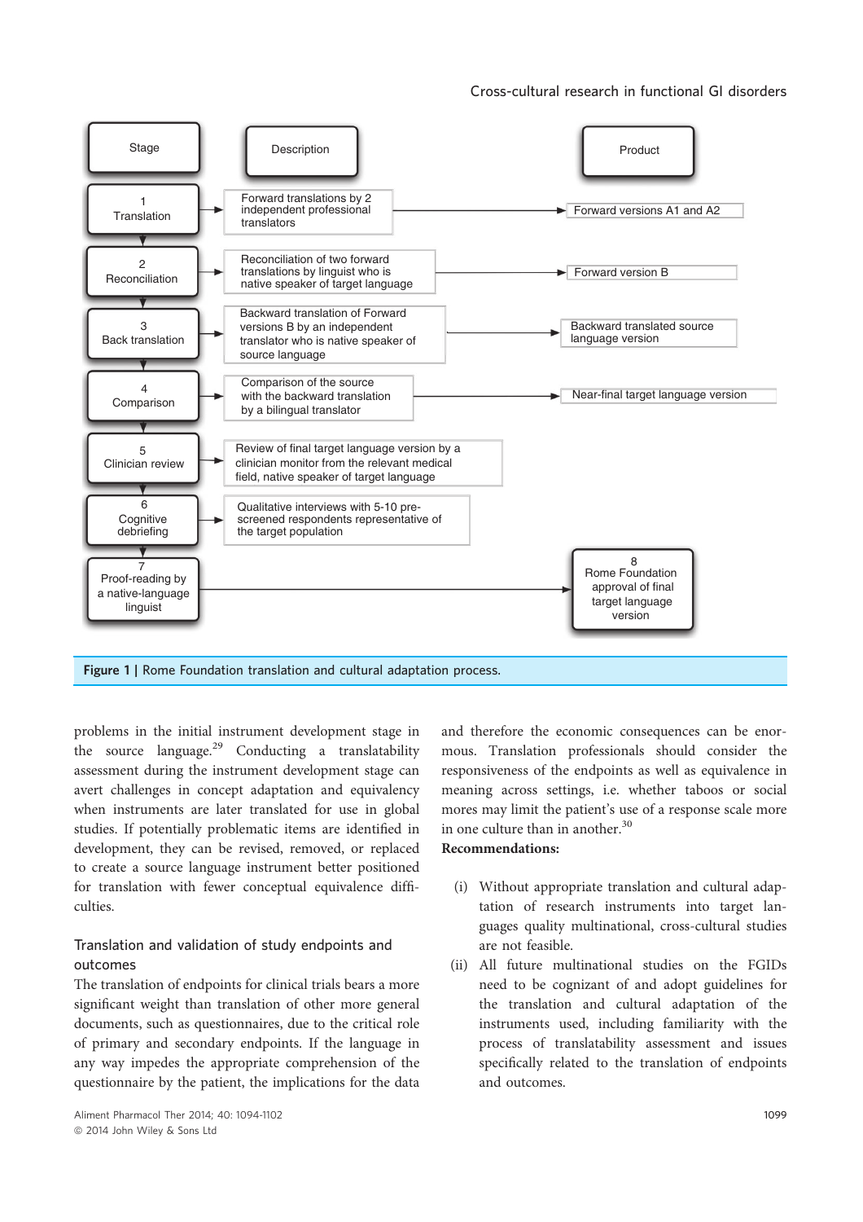| Stage | Description | Product |
|---|---|---|
| 1 Translation | Forward translations by 2 independent professional translators | Forward versions A1 and A2 |
| 2 Reconciliation | Reconciliation of two forward translations by linguist who is native speaker of target language | Forward version B |
| 3 Back translation | Backward translation of Forward versions B by an independent translator who is native speaker of source language | Backward translated source language version |
| 4 Comparison | Comparison of the source with the backward translation by a bilingual translator | Near-final target language version |
| 5 Clinician review | Review of final target language version by a clinician monitor from the relevant medical field, native speaker of target language | |
| 6 Cognitive debriefing | Qualitative interviews with 5-10 pre-screened respondents representative of the target population | |
| 7 Proof-reading by a native-language linguist | | 8 Rome Foundation approval of final target language version |

**Figure 1** | Rome Foundation translation and cultural adaptation process.

problems in the initial instrument development stage in the source language.[29] Conducting a translatability assessment during the instrument development stage can avert challenges in concept adaptation and equivalency when instruments are later translated for use in global studies. If potentially problematic items are identified in development, they can be revised, removed, or replaced to create a source language instrument better positioned for translation with fewer conceptual equivalence difficulties.

### Translation and validation of study endpoints and outcomes

The translation of endpoints for clinical trials bears a more significant weight than translation of other more general documents, such as questionnaires, due to the critical role of primary and secondary endpoints. If the language in any way impedes the appropriate comprehension of the questionnaire by the patient, the implications for the data and therefore the economic consequences can be enormous. Translation professionals should consider the responsiveness of the endpoints as well as equivalence in meaning across settings, i.e. whether taboos or social mores may limit the patient's use of a response scale more in one culture than in another.[30]

**Recommendations:**

(i) Without appropriate translation and cultural adaptation of research instruments into target languages quality multinational, cross-cultural studies are not feasible.

(ii) All future multinational studies on the FGIDs need to be cognizant of and adopt guidelines for the translation and cultural adaptation of the instruments used, including familiarity with the process of translatability assessment and issues specifically related to the translation of endpoints and outcomes.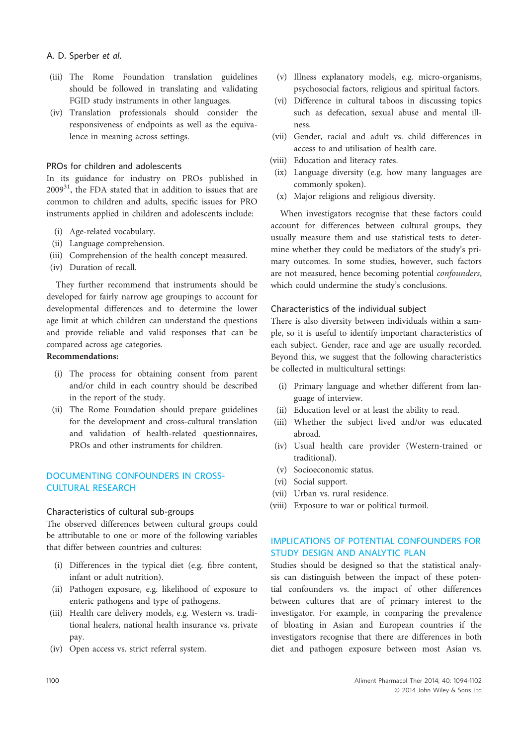(iii) The Rome Foundation translation guidelines should be followed in translating and validating FGID study instruments in other languages.
(iv) Translation professionals should consider the responsiveness of endpoints as well as the equivalence in meaning across settings.

### PROs for children and adolescents

In its guidance for industry on PROs published in 2009[31], the FDA stated that in addition to issues that are common to children and adults, specific issues for PRO instruments applied in children and adolescents include:

(i) Age-related vocabulary.
(ii) Language comprehension.
(iii) Comprehension of the health concept measured.
(iv) Duration of recall.

They further recommend that instruments should be developed for fairly narrow age groupings to account for developmental differences and to determine the lower age limit at which children can understand the questions and provide reliable and valid responses that can be compared across age categories.

**Recommendations:**

(i) The process for obtaining consent from parent and/or child in each country should be described in the report of the study.
(ii) The Rome Foundation should prepare guidelines for the development and cross-cultural translation and validation of health-related questionnaires, PROs and other instruments for children.

## DOCUMENTING CONFOUNDERS IN CROSS-CULTURAL RESEARCH

### Characteristics of cultural sub-groups

The observed differences between cultural groups could be attributable to one or more of the following variables that differ between countries and cultures:

(i) Differences in the typical diet (e.g. fibre content, infant or adult nutrition).
(ii) Pathogen exposure, e.g. likelihood of exposure to enteric pathogens and type of pathogens.
(iii) Health care delivery models, e.g. Western vs. traditional healers, national health insurance vs. private pay.
(iv) Open access vs. strict referral system.
(v) Illness explanatory models, e.g. micro-organisms, psychosocial factors, religious and spiritual factors.
(vi) Difference in cultural taboos in discussing topics such as defecation, sexual abuse and mental illness.
(vii) Gender, racial and adult vs. child differences in access to and utilisation of health care.
(viii) Education and literacy rates.
(ix) Language diversity (e.g. how many languages are commonly spoken).
(x) Major religions and religious diversity.

When investigators recognise that these factors could account for differences between cultural groups, they usually measure them and use statistical tests to determine whether they could be mediators of the study's primary outcomes. In some studies, however, such factors are not measured, hence becoming potential *confounders*, which could undermine the study's conclusions.

### Characteristics of the individual subject

There is also diversity between individuals within a sample, so it is useful to identify important characteristics of each subject. Gender, race and age are usually recorded. Beyond this, we suggest that the following characteristics be collected in multicultural settings:

(i) Primary language and whether different from language of interview.
(ii) Education level or at least the ability to read.
(iii) Whether the subject lived and/or was educated abroad.
(iv) Usual health care provider (Western-trained or traditional).
(v) Socioeconomic status.
(vi) Social support.
(vii) Urban vs. rural residence.
(viii) Exposure to war or political turmoil.

## IMPLICATIONS OF POTENTIAL CONFOUNDERS FOR STUDY DESIGN AND ANALYTIC PLAN

Studies should be designed so that the statistical analysis can distinguish between the impact of these potential confounders vs. the impact of other differences between cultures that are of primary interest to the investigator. For example, in comparing the prevalence of bloating in Asian and European countries if the investigators recognise that there are differences in both diet and pathogen exposure between most Asian vs.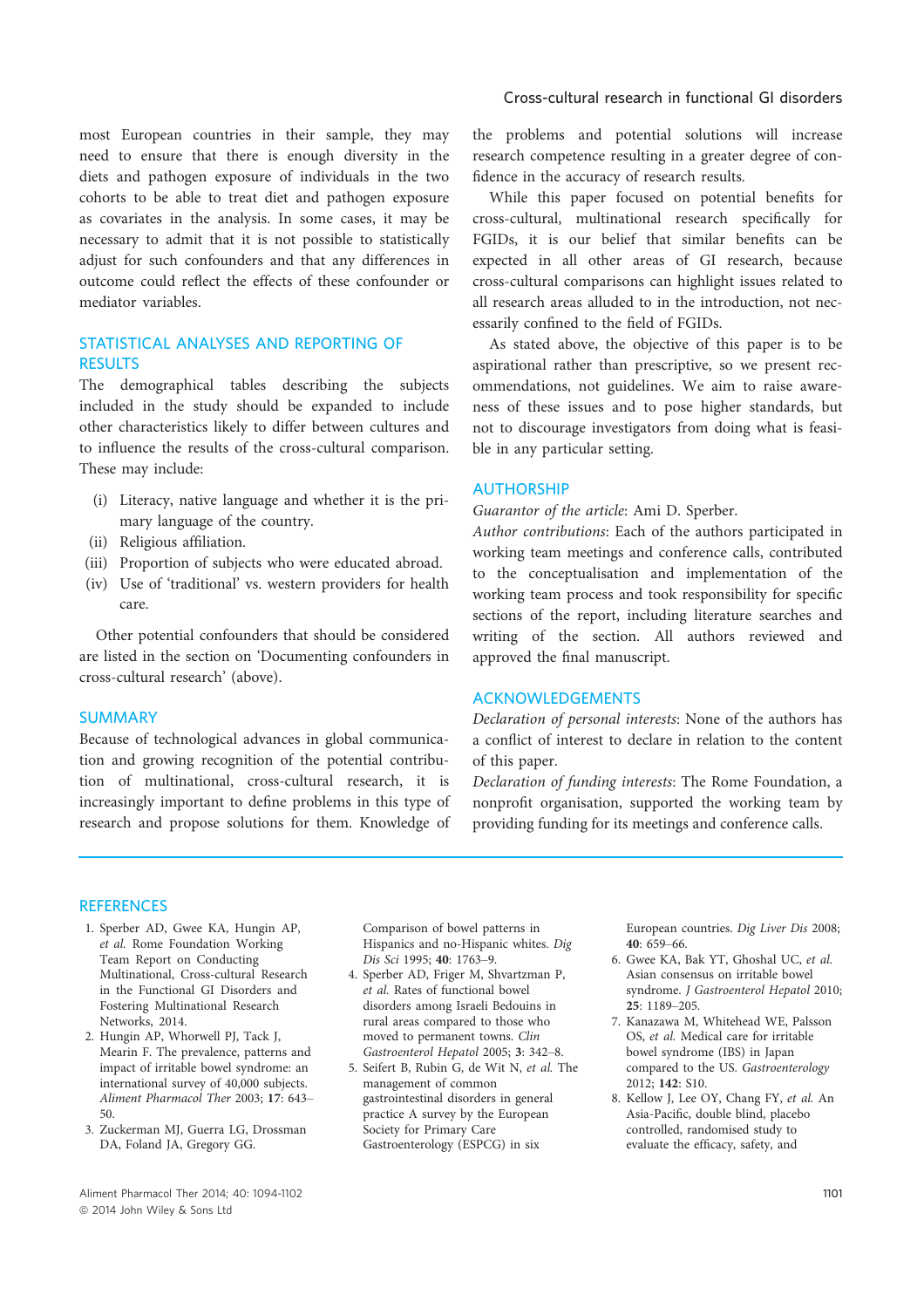most European countries in their sample, they may need to ensure that there is enough diversity in the diets and pathogen exposure of individuals in the two cohorts to be able to treat diet and pathogen exposure as covariates in the analysis. In some cases, it may be necessary to admit that it is not possible to statistically adjust for such confounders and that any differences in outcome could reflect the effects of these confounder or mediator variables.

## STATISTICAL ANALYSES AND REPORTING OF RESULTS

The demographical tables describing the subjects included in the study should be expanded to include other characteristics likely to differ between cultures and to influence the results of the cross-cultural comparison. These may include:

(i) Literacy, native language and whether it is the primary language of the country.
(ii) Religious affiliation.
(iii) Proportion of subjects who were educated abroad.
(iv) Use of 'traditional' vs. western providers for health care.

Other potential confounders that should be considered are listed in the section on 'Documenting confounders in cross-cultural research' (above).

## SUMMARY

Because of technological advances in global communication and growing recognition of the potential contribution of multinational, cross-cultural research, it is increasingly important to define problems in this type of research and propose solutions for them. Knowledge of the problems and potential solutions will increase research competence resulting in a greater degree of confidence in the accuracy of research results.

While this paper focused on potential benefits for cross-cultural, multinational research specifically for FGIDs, it is our belief that similar benefits can be expected in all other areas of GI research, because cross-cultural comparisons can highlight issues related to all research areas alluded to in the introduction, not necessarily confined to the field of FGIDs.

As stated above, the objective of this paper is to be aspirational rather than prescriptive, so we present recommendations, not guidelines. We aim to raise awareness of these issues and to pose higher standards, but not to discourage investigators from doing what is feasible in any particular setting.

## AUTHORSHIP

*Guarantor of the article*: Ami D. Sperber.

*Author contributions*: Each of the authors participated in working team meetings and conference calls, contributed to the conceptualisation and implementation of the working team process and took responsibility for specific sections of the report, including literature searches and writing of the section. All authors reviewed and approved the final manuscript.

## ACKNOWLEDGEMENTS

*Declaration of personal interests*: None of the authors has a conflict of interest to declare in relation to the content of this paper.

*Declaration of funding interests*: The Rome Foundation, a nonprofit organisation, supported the working team by providing funding for its meetings and conference calls.

## REFERENCES

1. Sperber AD, Gwee KA, Hungin AP, *et al.* Rome Foundation Working Team Report on Conducting Multinational, Cross-cultural Research in the Functional GI Disorders and Fostering Multinational Research Networks, 2014.
2. Hungin AP, Whorwell PJ, Tack J, Mearin F. The prevalence, patterns and impact of irritable bowel syndrome: an international survey of 40,000 subjects. *Aliment Pharmacol Ther* 2003; **17**: 643–50.
3. Zuckerman MJ, Guerra LG, Drossman DA, Foland JA, Gregory GG. Comparison of bowel patterns in Hispanics and no-Hispanic whites. *Dig Dis Sci* 1995; **40**: 1763–9.
4. Sperber AD, Friger M, Shvartzman P, *et al.* Rates of functional bowel disorders among Israeli Bedouins in rural areas compared to those who moved to permanent towns. *Clin Gastroenterol Hepatol* 2005; **3**: 342–8.
5. Seifert B, Rubin G, de Wit N, *et al.* The management of common gastrointestinal disorders in general practice A survey by the European Society for Primary Care Gastroenterology (ESPCG) in six European countries. *Dig Liver Dis* 2008; **40**: 659–66.
6. Gwee KA, Bak YT, Ghoshal UC, *et al.* Asian consensus on irritable bowel syndrome. *J Gastroenterol Hepatol* 2010; **25**: 1189–205.
7. Kanazawa M, Whitehead WE, Palsson OS, *et al.* Medical care for irritable bowel syndrome (IBS) in Japan compared to the US. *Gastroenterology* 2012; **142**: S10.
8. Kellow J, Lee OY, Chang FY, *et al.* An Asia-Pacific, double blind, placebo controlled, randomised study to evaluate the efficacy, safety, and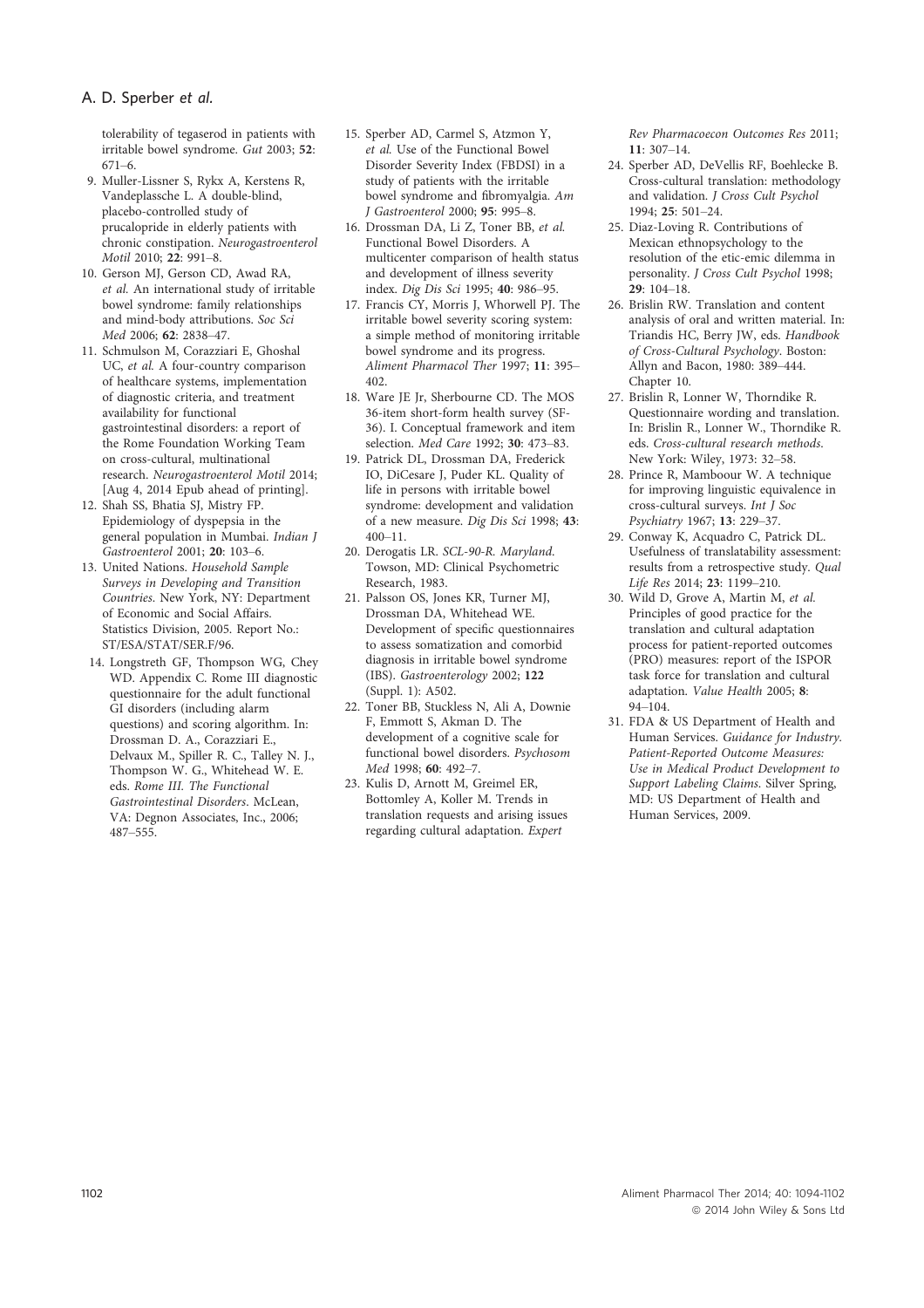tolerability of tegaserod in patients with irritable bowel syndrome. *Gut* 2003; **52**: 671–6.

9. Muller-Lissner S, Rykx A, Kerstens R, Vandeplassche L. A double-blind, placebo-controlled study of prucalopride in elderly patients with chronic constipation. *Neurogastroenterol Motil* 2010; **22**: 991–8.
10. Gerson MJ, Gerson CD, Awad RA, *et al.* An international study of irritable bowel syndrome: family relationships and mind-body attributions. *Soc Sci Med* 2006; **62**: 2838–47.
11. Schmulson M, Corazziari E, Ghoshal UC, *et al.* A four-country comparison of healthcare systems, implementation of diagnostic criteria, and treatment availability for functional gastrointestinal disorders: a report of the Rome Foundation Working Team on cross-cultural, multinational research. *Neurogastroenterol Motil* 2014; [Aug 4, 2014 Epub ahead of printing].
12. Shah SS, Bhatia SJ, Mistry FP. Epidemiology of dyspepsia in the general population in Mumbai. *Indian J Gastroenterol* 2001; **20**: 103–6.
13. United Nations. *Household Sample Surveys in Developing and Transition Countries*. New York, NY: Department of Economic and Social Affairs. Statistics Division, 2005. Report No.: ST/ESA/STAT/SER.F/96.
14. Longstreth GF, Thompson WG, Chey WD. Appendix C. Rome III diagnostic questionnaire for the adult functional GI disorders (including alarm questions) and scoring algorithm. In: Drossman D. A., Corazziari E., Delvaux M., Spiller R. C., Talley N. J., Thompson W. G., Whitehead W. E. eds. *Rome III. The Functional Gastrointestinal Disorders*. McLean, VA: Degnon Associates, Inc., 2006; 487–555.
15. Sperber AD, Carmel S, Atzmon Y, *et al.* Use of the Functional Bowel Disorder Severity Index (FBDSI) in a study of patients with the irritable bowel syndrome and fibromyalgia. *Am J Gastroenterol* 2000; **95**: 995–8.
16. Drossman DA, Li Z, Toner BB, *et al.* Functional Bowel Disorders. A multicenter comparison of health status and development of illness severity index. *Dig Dis Sci* 1995; **40**: 986–95.
17. Francis CY, Morris J, Whorwell PJ. The irritable bowel severity scoring system: a simple method of monitoring irritable bowel syndrome and its progress. *Aliment Pharmacol Ther* 1997; **11**: 395–402.
18. Ware JE Jr, Sherbourne CD. The MOS 36-item short-form health survey (SF-36). I. Conceptual framework and item selection. *Med Care* 1992; **30**: 473–83.
19. Patrick DL, Drossman DA, Frederick IO, DiCesare J, Puder KL. Quality of life in persons with irritable bowel syndrome: development and validation of a new measure. *Dig Dis Sci* 1998; **43**: 400–11.
20. Derogatis LR. *SCL-90-R. Maryland*. Towson, MD: Clinical Psychometric Research, 1983.
21. Palsson OS, Jones KR, Turner MJ, Drossman DA, Whitehead WE. Development of specific questionnaires to assess somatization and comorbid diagnosis in irritable bowel syndrome (IBS). *Gastroenterology* 2002; **122** (Suppl. 1): A502.
22. Toner BB, Stuckless N, Ali A, Downie F, Emmott S, Akman D. The development of a cognitive scale for functional bowel disorders. *Psychosom Med* 1998; **60**: 492–7.
23. Kulis D, Arnott M, Greimel ER, Bottomley A, Koller M. Trends in translation requests and arising issues regarding cultural adaptation. *Expert Rev Pharmacoecon Outcomes Res* 2011; **11**: 307–14.
24. Sperber AD, DeVellis RF, Boehlecke B. Cross-cultural translation: methodology and validation. *J Cross Cult Psychol* 1994; **25**: 501–24.
25. Diaz-Loving R. Contributions of Mexican ethnopsychology to the resolution of the etic-emic dilemma in personality. *J Cross Cult Psychol* 1998; **29**: 104–18.
26. Brislin RW. Translation and content analysis of oral and written material. In: Triandis HC, Berry JW, eds. *Handbook of Cross-Cultural Psychology*. Boston: Allyn and Bacon, 1980: 389–444. Chapter 10.
27. Brislin R, Lonner W, Thorndike R. Questionnaire wording and translation. In: Brislin R., Lonner W., Thorndike R. eds. *Cross-cultural research methods*. New York: Wiley, 1973: 32–58.
28. Prince R, Mamboour W. A technique for improving linguistic equivalence in cross-cultural surveys. *Int J Soc Psychiatry* 1967; **13**: 229–37.
29. Conway K, Acquadro C, Patrick DL. Usefulness of translatability assessment: results from a retrospective study. *Qual Life Res* 2014; **23**: 1199–210.
30. Wild D, Grove A, Martin M, *et al.* Principles of good practice for the translation and cultural adaptation process for patient-reported outcomes (PRO) measures: report of the ISPOR task force for translation and cultural adaptation. *Value Health* 2005; **8**: 94–104.
31. FDA & US Department of Health and Human Services. *Guidance for Industry. Patient-Reported Outcome Measures: Use in Medical Product Development to Support Labeling Claims*. Silver Spring, MD: US Department of Health and Human Services, 2009.